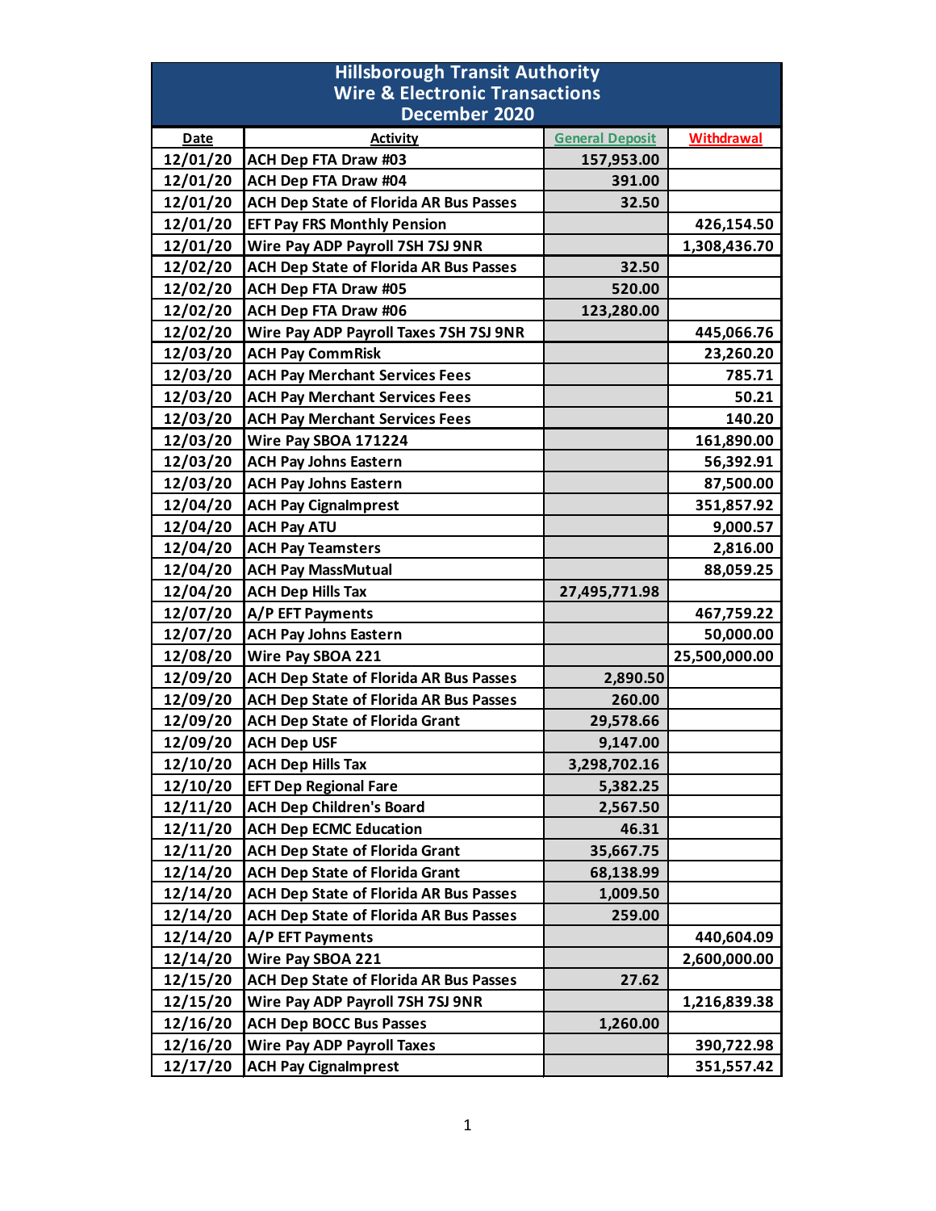# Hillsborough Transit Authority
## Wire & Electronic Transactions
## December 2020

| Date | Activity | General Deposit | Withdrawal |
|---|---|---|---|
| 12/01/20 | ACH Dep FTA Draw #03 | 157,953.00 | |
| 12/01/20 | ACH Dep FTA Draw #04 | 391.00 | |
| 12/01/20 | ACH Dep State of Florida AR Bus Passes | 32.50 | |
| 12/01/20 | EFT Pay FRS Monthly Pension | | 426,154.50 |
| 12/01/20 | Wire Pay ADP Payroll 7SH 7SJ 9NR | | 1,308,436.70 |
| 12/02/20 | ACH Dep State of Florida AR Bus Passes | 32.50 | |
| 12/02/20 | ACH Dep FTA Draw #05 | 520.00 | |
| 12/02/20 | ACH Dep FTA Draw #06 | 123,280.00 | |
| 12/02/20 | Wire Pay ADP Payroll Taxes 7SH 7SJ 9NR | | 445,066.76 |
| 12/03/20 | ACH Pay CommRisk | | 23,260.20 |
| 12/03/20 | ACH Pay Merchant Services Fees | | 785.71 |
| 12/03/20 | ACH Pay Merchant Services Fees | | 50.21 |
| 12/03/20 | ACH Pay Merchant Services Fees | | 140.20 |
| 12/03/20 | Wire Pay SBOA 171224 | | 161,890.00 |
| 12/03/20 | ACH Pay Johns Eastern | | 56,392.91 |
| 12/03/20 | ACH Pay Johns Eastern | | 87,500.00 |
| 12/04/20 | ACH Pay CignaImprest | | 351,857.92 |
| 12/04/20 | ACH Pay ATU | | 9,000.57 |
| 12/04/20 | ACH Pay Teamsters | | 2,816.00 |
| 12/04/20 | ACH Pay MassMutual | | 88,059.25 |
| 12/04/20 | ACH Dep Hills Tax | 27,495,771.98 | |
| 12/07/20 | A/P EFT Payments | | 467,759.22 |
| 12/07/20 | ACH Pay Johns Eastern | | 50,000.00 |
| 12/08/20 | Wire Pay SBOA 221 | | 25,500,000.00 |
| 12/09/20 | ACH Dep State of Florida AR Bus Passes | 2,890.50 | |
| 12/09/20 | ACH Dep State of Florida AR Bus Passes | 260.00 | |
| 12/09/20 | ACH Dep State of Florida Grant | 29,578.66 | |
| 12/09/20 | ACH Dep USF | 9,147.00 | |
| 12/10/20 | ACH Dep Hills Tax | 3,298,702.16 | |
| 12/10/20 | EFT Dep Regional Fare | 5,382.25 | |
| 12/11/20 | ACH Dep Children's Board | 2,567.50 | |
| 12/11/20 | ACH Dep ECMC Education | 46.31 | |
| 12/11/20 | ACH Dep State of Florida Grant | 35,667.75 | |
| 12/14/20 | ACH Dep State of Florida Grant | 68,138.99 | |
| 12/14/20 | ACH Dep State of Florida AR Bus Passes | 1,009.50 | |
| 12/14/20 | ACH Dep State of Florida AR Bus Passes | 259.00 | |
| 12/14/20 | A/P EFT Payments | | 440,604.09 |
| 12/14/20 | Wire Pay SBOA 221 | | 2,600,000.00 |
| 12/15/20 | ACH Dep State of Florida AR Bus Passes | 27.62 | |
| 12/15/20 | Wire Pay ADP Payroll 7SH 7SJ 9NR | | 1,216,839.38 |
| 12/16/20 | ACH Dep BOCC Bus Passes | 1,260.00 | |
| 12/16/20 | Wire Pay ADP Payroll Taxes | | 390,722.98 |
| 12/17/20 | ACH Pay CignaImprest | | 351,557.42 |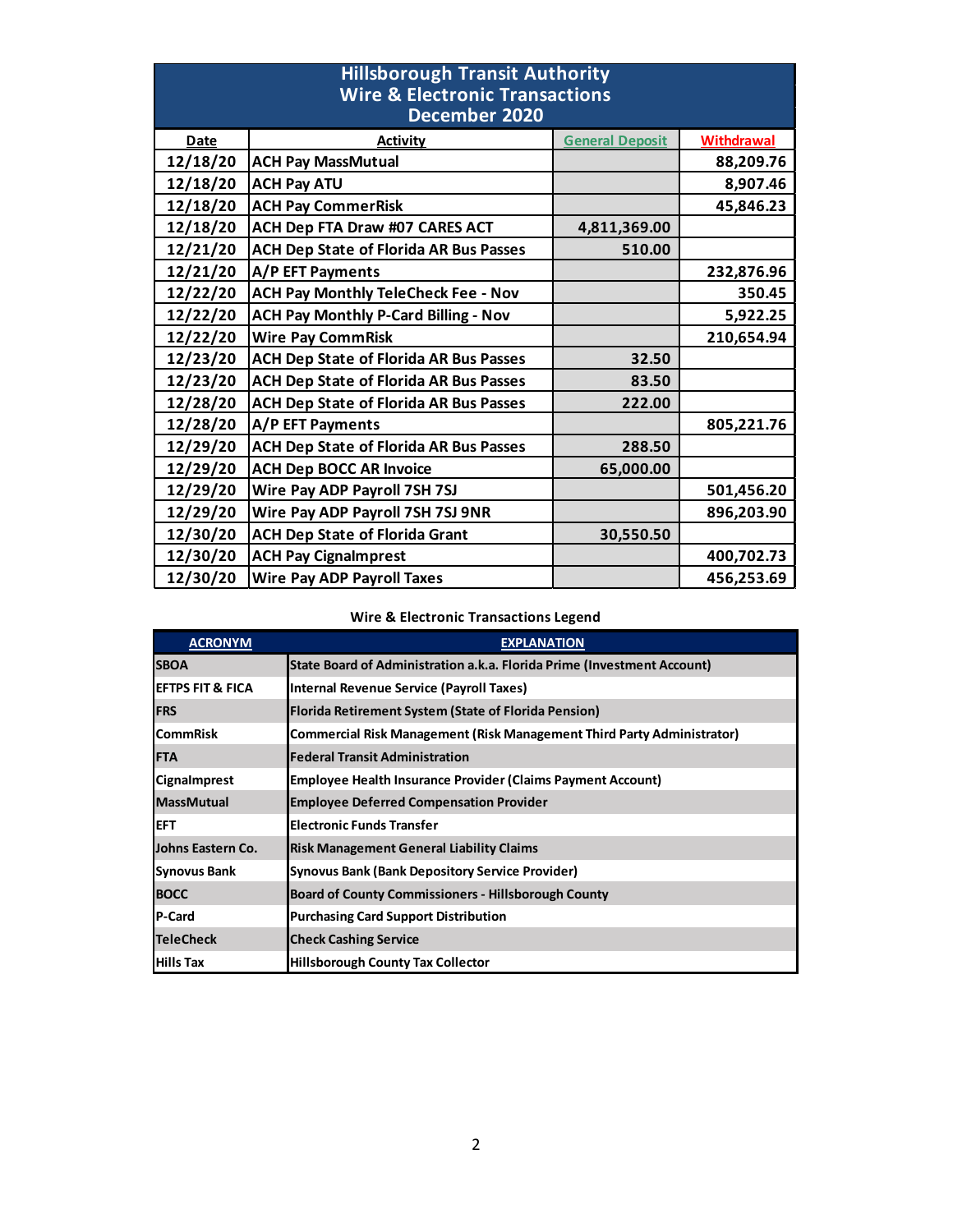# Hillsborough Transit Authority
## Wire & Electronic Transactions
## December 2020

| Date | Activity | General Deposit | Withdrawal |
|---|---|---|---|
| 12/18/20 | ACH Pay MassMutual | | 88,209.76 |
| 12/18/20 | ACH Pay ATU | | 8,907.46 |
| 12/18/20 | ACH Pay CommerRisk | | 45,846.23 |
| 12/18/20 | ACH Dep FTA Draw #07 CARES ACT | 4,811,369.00 | |
| 12/21/20 | ACH Dep State of Florida AR Bus Passes | 510.00 | |
| 12/21/20 | A/P EFT Payments | | 232,876.96 |
| 12/22/20 | ACH Pay Monthly TeleCheck Fee - Nov | | 350.45 |
| 12/22/20 | ACH Pay Monthly P-Card Billing - Nov | | 5,922.25 |
| 12/22/20 | Wire Pay CommRisk | | 210,654.94 |
| 12/23/20 | ACH Dep State of Florida AR Bus Passes | 32.50 | |
| 12/23/20 | ACH Dep State of Florida AR Bus Passes | 83.50 | |
| 12/28/20 | ACH Dep State of Florida AR Bus Passes | 222.00 | |
| 12/28/20 | A/P EFT Payments | | 805,221.76 |
| 12/29/20 | ACH Dep State of Florida AR Bus Passes | 288.50 | |
| 12/29/20 | ACH Dep BOCC AR Invoice | 65,000.00 | |
| 12/29/20 | Wire Pay ADP Payroll 7SH 7SJ | | 501,456.20 |
| 12/29/20 | Wire Pay ADP Payroll 7SH 7SJ 9NR | | 896,203.90 |
| 12/30/20 | ACH Dep State of Florida Grant | 30,550.50 | |
| 12/30/20 | ACH Pay CignaImprest | | 400,702.73 |
| 12/30/20 | Wire Pay ADP Payroll Taxes | | 456,253.69 |

### Wire & Electronic Transactions Legend

| ACRONYM | EXPLANATION |
|---|---|
| SBOA | State Board of Administration a.k.a. Florida Prime (Investment Account) |
| EFTPS FIT & FICA | Internal Revenue Service (Payroll Taxes) |
| FRS | Florida Retirement System (State of Florida Pension) |
| CommRisk | Commercial Risk Management (Risk Management Third Party Administrator) |
| FTA | Federal Transit Administration |
| CignaImprest | Employee Health Insurance Provider (Claims Payment Account) |
| MassMutual | Employee Deferred Compensation Provider |
| EFT | Electronic Funds Transfer |
| Johns Eastern Co. | Risk Management General Liability Claims |
| Synovus Bank | Synovus Bank (Bank Depository Service Provider) |
| BOCC | Board of County Commissioners - Hillsborough County |
| P-Card | Purchasing Card Support Distribution |
| TeleCheck | Check Cashing Service |
| Hills Tax | Hillsborough County Tax Collector |